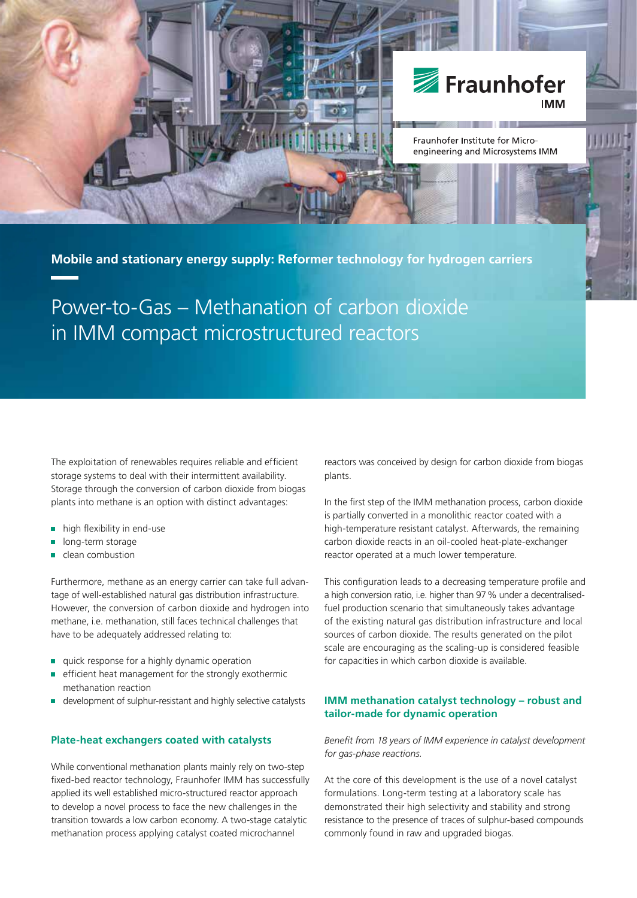Fraunhofer IMM

Fraunhofer Institute for Micro-engineering and Microsystems IMM

**Mobile and stationary energy supply: Reformer technology for hydrogen carriers**

# Power-to-Gas – Methanation of carbon dioxide in IMM compact microstructured reactors

The exploitation of renewables requires reliable and efficient storage systems to deal with their intermittent availability. Storage through the conversion of carbon dioxide from biogas plants into methane is an option with distinct advantages:

- high flexibility in end-use
- long-term storage
- clean combustion

Furthermore, methane as an energy carrier can take full advantage of well-established natural gas distribution infrastructure. However, the conversion of carbon dioxide and hydrogen into methane, i.e. methanation, still faces technical challenges that have to be adequately addressed relating to:

- quick response for a highly dynamic operation
- efficient heat management for the strongly exothermic methanation reaction
- development of sulphur-resistant and highly selective catalysts

## Plate-heat exchangers coated with catalysts

While conventional methanation plants mainly rely on two-step fixed-bed reactor technology, Fraunhofer IMM has successfully applied its well established micro-structured reactor approach to develop a novel process to face the new challenges in the transition towards a low carbon economy. A two-stage catalytic methanation process applying catalyst coated microchannel reactors was conceived by design for carbon dioxide from biogas plants.

In the first step of the IMM methanation process, carbon dioxide is partially converted in a monolithic reactor coated with a high-temperature resistant catalyst. Afterwards, the remaining carbon dioxide reacts in an oil-cooled heat-plate-exchanger reactor operated at a much lower temperature.

This configuration leads to a decreasing temperature profile and a high conversion ratio, i.e. higher than 97 % under a decentralised-fuel production scenario that simultaneously takes advantage of the existing natural gas distribution infrastructure and local sources of carbon dioxide. The results generated on the pilot scale are encouraging as the scaling-up is considered feasible for capacities in which carbon dioxide is available.

## IMM methanation catalyst technology – robust and tailor-made for dynamic operation

*Benefit from 18 years of IMM experience in catalyst development for gas-phase reactions.*

At the core of this development is the use of a novel catalyst formulations. Long-term testing at a laboratory scale has demonstrated their high selectivity and stability and strong resistance to the presence of traces of sulphur-based compounds commonly found in raw and upgraded biogas.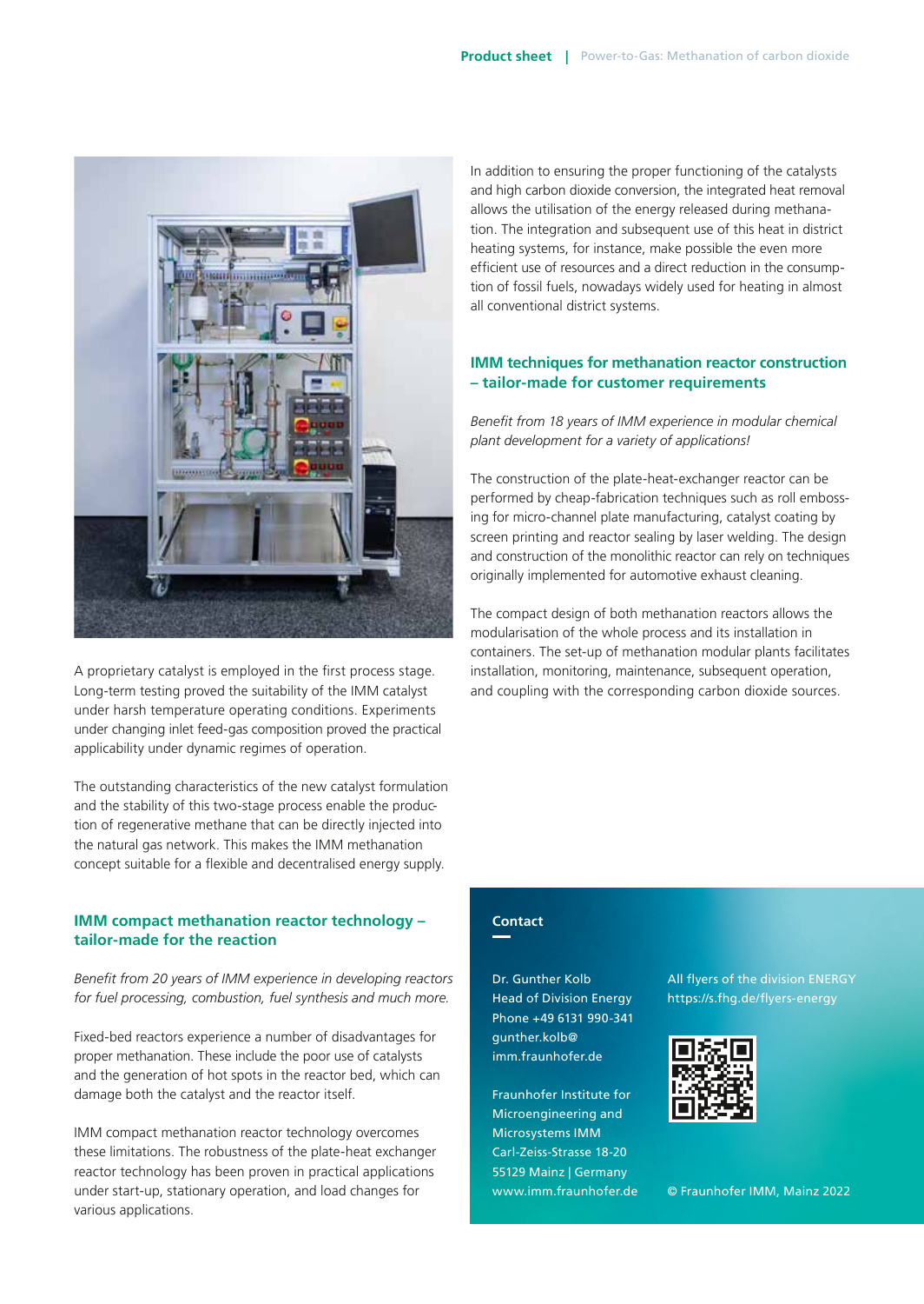A proprietary catalyst is employed in the first process stage. Long-term testing proved the suitability of the IMM catalyst under harsh temperature operating conditions. Experiments under changing inlet feed-gas composition proved the practical applicability under dynamic regimes of operation.

The outstanding characteristics of the new catalyst formulation and the stability of this two-stage process enable the production of regenerative methane that can be directly injected into the natural gas network. This makes the IMM methanation concept suitable for a flexible and decentralised energy supply.

## IMM compact methanation reactor technology – tailor-made for the reaction

*Benefit from 20 years of IMM experience in developing reactors for fuel processing, combustion, fuel synthesis and much more.*

Fixed-bed reactors experience a number of disadvantages for proper methanation. These include the poor use of catalysts and the generation of hot spots in the reactor bed, which can damage both the catalyst and the reactor itself.

IMM compact methanation reactor technology overcomes these limitations. The robustness of the plate-heat exchanger reactor technology has been proven in practical applications under start-up, stationary operation, and load changes for various applications.

In addition to ensuring the proper functioning of the catalysts and high carbon dioxide conversion, the integrated heat removal allows the utilisation of the energy released during methanation. The integration and subsequent use of this heat in district heating systems, for instance, make possible the even more efficient use of resources and a direct reduction in the consumption of fossil fuels, nowadays widely used for heating in almost all conventional district systems.

## IMM techniques for methanation reactor construction – tailor-made for customer requirements

*Benefit from 18 years of IMM experience in modular chemical plant development for a variety of applications!*

The construction of the plate-heat-exchanger reactor can be performed by cheap-fabrication techniques such as roll embossing for micro-channel plate manufacturing, catalyst coating by screen printing and reactor sealing by laser welding. The design and construction of the monolithic reactor can rely on techniques originally implemented for automotive exhaust cleaning.

The compact design of both methanation reactors allows the modularisation of the whole process and its installation in containers. The set-up of methanation modular plants facilitates installation, monitoring, maintenance, subsequent operation, and coupling with the corresponding carbon dioxide sources.

**Contact**

Dr. Gunther Kolb
Head of Division Energy
Phone +49 6131 990-341
gunther.kolb@imm.fraunhofer.de

Fraunhofer Institute for Microengineering and Microsystems IMM
Carl-Zeiss-Strasse 18-20
55129 Mainz | Germany
www.imm.fraunhofer.de

All flyers of the division ENERGY
https://s.fhg.de/flyers-energy

© Fraunhofer IMM, Mainz 2022